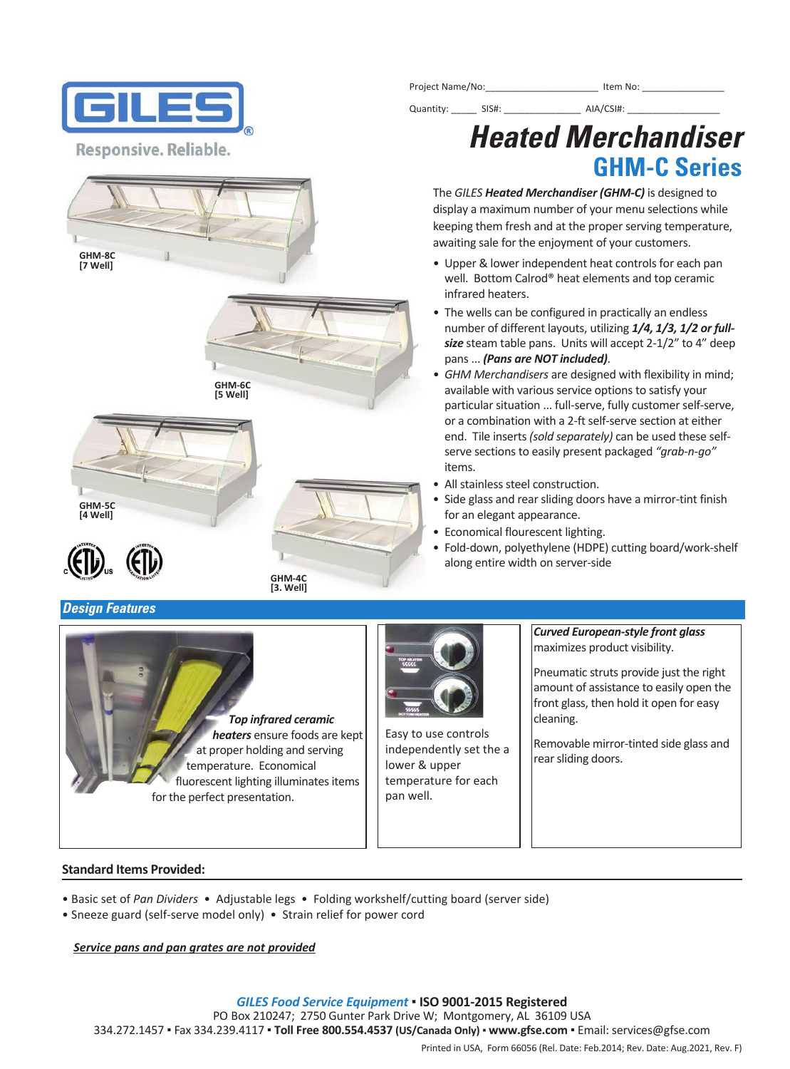GILES

Responsive. Reliable.

Project Name/No:\_\_\_\_\_\_\_\_\_\_\_\_\_\_\_\_\_\_\_\_ Item No: \_\_\_\_\_\_\_\_\_\_\_\_\_\_\_

Quantity: \_\_\_\_\_ SIS#: \_\_\_\_\_\_\_\_\_\_\_\_\_\_ AIA/CSI#: \_\_\_\_\_\_\_\_\_\_\_\_\_\_\_\_\_

# Heated Merchandiser

## GHM-C Series

GHM-8C [7 Well]

GHM-6C [5 Well]

GHM-5C [4 Well]

GHM-4C [3. Well]

The *GILES* ***Heated Merchandiser (GHM-C)*** is designed to display a maximum number of your menu selections while keeping them fresh and at the proper serving temperature, awaiting sale for the enjoyment of your customers.

- Upper & lower independent heat controls for each pan well. Bottom Calrod® heat elements and top ceramic infrared heaters.
- The wells can be configured in practically an endless number of different layouts, utilizing ***1/4, 1/3, 1/2 or full-size*** steam table pans. Units will accept 2-1/2" to 4" deep pans ... ***(Pans are NOT included)***.
- *GHM Merchandisers* are designed with flexibility in mind; available with various service options to satisfy your particular situation ... full-serve, fully customer self-serve, or a combination with a 2-ft self-serve section at either end. Tile inserts *(sold separately)* can be used these self-serve sections to easily present packaged *"grab-n-go"* items.
- All stainless steel construction.
- Side glass and rear sliding doors have a mirror-tint finish for an elegant appearance.
- Economical flourescent lighting.
- Fold-down, polyethylene (HDPE) cutting board/work-shelf along entire width on server-side

## Design Features

***Top infrared ceramic heaters*** ensure foods are kept at proper holding and serving temperature. Economical fluorescent lighting illuminates items for the perfect presentation.

Easy to use controls independently set the a lower & upper temperature for each pan well.

***Curved European-style front glass*** maximizes product visibility.

Pneumatic struts provide just the right amount of assistance to easily open the front glass, then hold it open for easy cleaning.

Removable mirror-tinted side glass and rear sliding doors.

### Standard Items Provided:

- Basic set of *Pan Dividers* • Adjustable legs • Folding workshelf/cutting board (server side)
- Sneeze guard (self-serve model only) • Strain relief for power cord

***Service pans and pan grates are not provided***

***GILES Food Service Equipment*** ▪ **ISO 9001-2015 Registered**
PO Box 210247; 2750 Gunter Park Drive W; Montgomery, AL 36109 USA
334.272.1457 ▪ Fax 334.239.4117 ▪ **Toll Free 800.554.4537 (US/Canada Only) ▪ www.gfse.com** ▪ Email: services@gfse.com

Printed in USA, Form 66056 (Rel. Date: Feb.2014; Rev. Date: Aug.2021, Rev. F)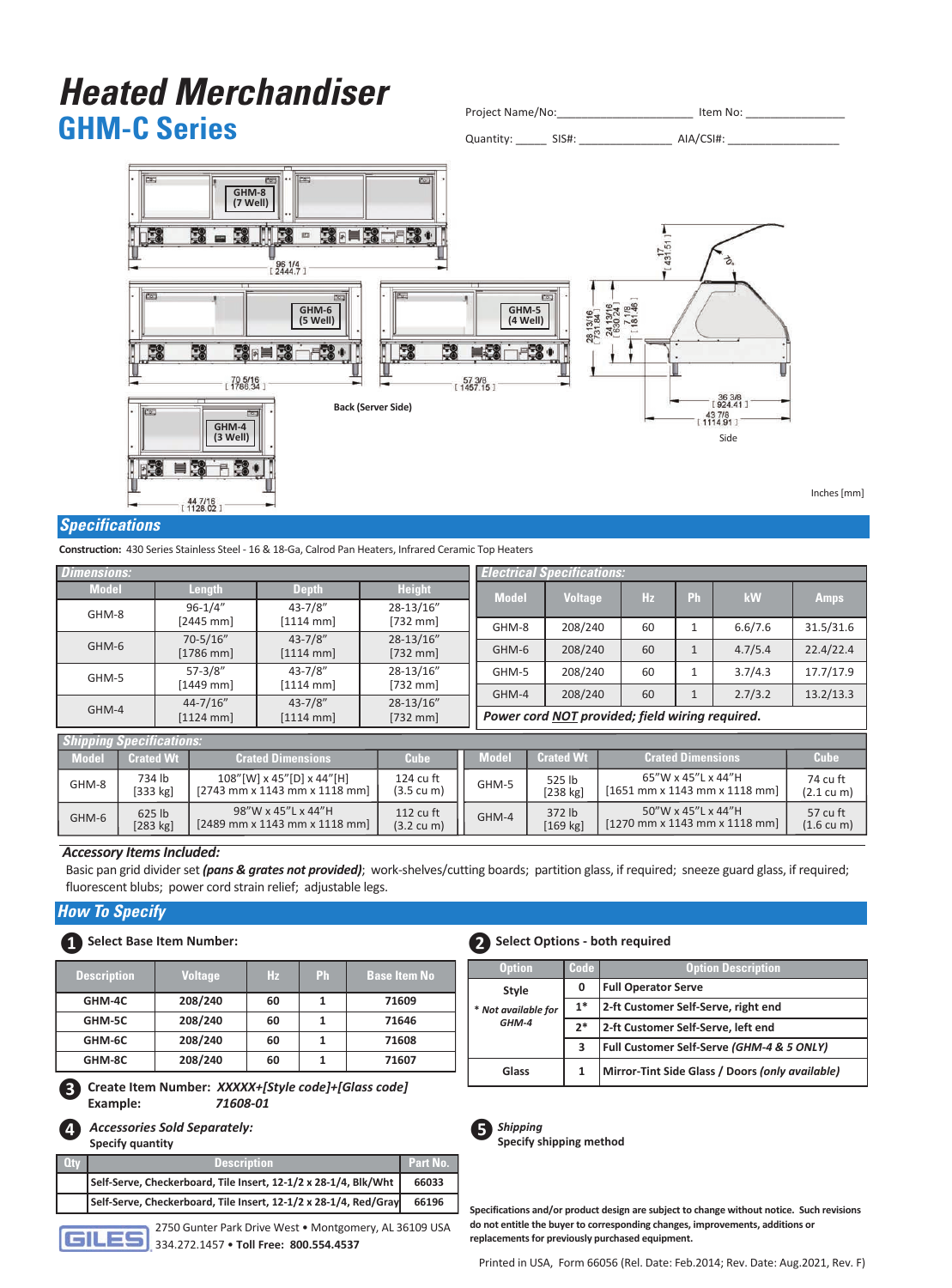# Heated Merchandiser

## GHM-C Series

Project Name/No:_______________________ Item No: ________________

Quantity: _____ SIS#: _______________ AIA/CSI#: __________________

GHM-8 (7 Well)

96 1/4 [ 2444.7 ]

GHM-6 (5 Well)

70 5/16 [ 1786.34 ]

GHM-5 (4 Well)

57 3/8 [ 1457.15 ]

GHM-4 (3 Well)

44 7/16 [ 1128.02 ]

Back (Server Side)

17 [ 431.51 ]

70°

28 13/16 [ 731.84 ]

24 13/16 [ 630.24 ]

7 1/8 [ 181.46 ]

36 3/8 [ 924.41 ]

43 7/8 [ 1114.91 ]

Side

Inches [mm]

## Specifications

**Construction:** 430 Series Stainless Steel - 16 & 18-Ga, Calrod Pan Heaters, Infrared Ceramic Top Heaters

### Dimensions:

| Model | Length | Depth | Height |
|---|---|---|---|
| GHM-8 | 96-1/4" [2445 mm] | 43-7/8" [1114 mm] | 28-13/16" [732 mm] |
| GHM-6 | 70-5/16" [1786 mm] | 43-7/8" [1114 mm] | 28-13/16" [732 mm] |
| GHM-5 | 57-3/8" [1449 mm] | 43-7/8" [1114 mm] | 28-13/16" [732 mm] |
| GHM-4 | 44-7/16" [1124 mm] | 43-7/8" [1114 mm] | 28-13/16" [732 mm] |

### Electrical Specifications:

| Model | Voltage | Hz | Ph | kW | Amps |
|---|---|---|---|---|---|
| GHM-8 | 208/240 | 60 | 1 | 6.6/7.6 | 31.5/31.6 |
| GHM-6 | 208/240 | 60 | 1 | 4.7/5.4 | 22.4/22.4 |
| GHM-5 | 208/240 | 60 | 1 | 3.7/4.3 | 17.7/17.9 |
| GHM-4 | 208/240 | 60 | 1 | 2.7/3.2 | 13.2/13.3 |

***Power cord NOT provided; field wiring required.***

### Shipping Specifications:

| Model | Crated Wt | Crated Dimensions | Cube | Model | Crated Wt | Crated Dimensions | Cube |
|---|---|---|---|---|---|---|---|
| GHM-8 | 734 lb [333 kg] | 108"[W] x 45"[D] x 44"[H] [2743 mm x 1143 mm x 1118 mm] | 124 cu ft (3.5 cu m) | GHM-5 | 525 lb [238 kg] | 65"W x 45"L x 44"H [1651 mm x 1143 mm x 1118 mm] | 74 cu ft (2.1 cu m) |
| GHM-6 | 625 lb [283 kg] | 98"W x 45"L x 44"H [2489 mm x 1143 mm x 1118 mm] | 112 cu ft (3.2 cu m) | GHM-4 | 372 lb [169 kg] | 50"W x 45"L x 44"H [1270 mm x 1143 mm x 1118 mm] | 57 cu ft (1.6 cu m) |

### *Accessory Items Included:*

Basic pan grid divider set ***(pans & grates not provided)***; work-shelves/cutting boards; partition glass, if required; sneeze guard glass, if required; fluorescent blubs; power cord strain relief; adjustable legs.

## How To Specify

**1 Select Base Item Number:**

| Description | Voltage | Hz | Ph | Base Item No |
|---|---|---|---|---|
| GHM-4C | 208/240 | 60 | 1 | 71609 |
| GHM-5C | 208/240 | 60 | 1 | 71646 |
| GHM-6C | 208/240 | 60 | 1 | 71608 |
| GHM-8C | 208/240 | 60 | 1 | 71607 |

**2 Select Options - both required**

| Option | Code | Option Description |
|---|---|---|
| Style | 0 | Full Operator Serve |
| *\* Not available for GHM-4* | 1* | 2-ft Customer Self-Serve, right end |
| | 2* | 2-ft Customer Self-Serve, left end |
| | 3 | Full Customer Self-Serve *(GHM-4 & 5 ONLY)* |
| Glass | 1 | Mirror-Tint Side Glass / Doors *(only available)* |

**3 Create Item Number:** ***XXXXX+[Style code]+[Glass code]***
**Example:** ***71608-01***

**4 *Accessories Sold Separately:***
**Specify quantity**

| Qty | Description | Part No. |
|---|---|---|
| | Self-Serve, Checkerboard, Tile Insert, 12-1/2 x 28-1/4, Blk/Wht | 66033 |
| | Self-Serve, Checkerboard, Tile Insert, 12-1/2 x 28-1/4, Red/Gray | 66196 |

**5 *Shipping***
**Specify shipping method**

GILES 2750 Gunter Park Drive West • Montgomery, AL 36109 USA
334.272.1457 • **Toll Free: 800.554.4537**

**Specifications and/or product design are subject to change without notice. Such revisions do not entitle the buyer to corresponding changes, improvements, additions or replacements for previously purchased equipment.**

Printed in USA, Form 66056 (Rel. Date: Feb.2014; Rev. Date: Aug.2021, Rev. F)